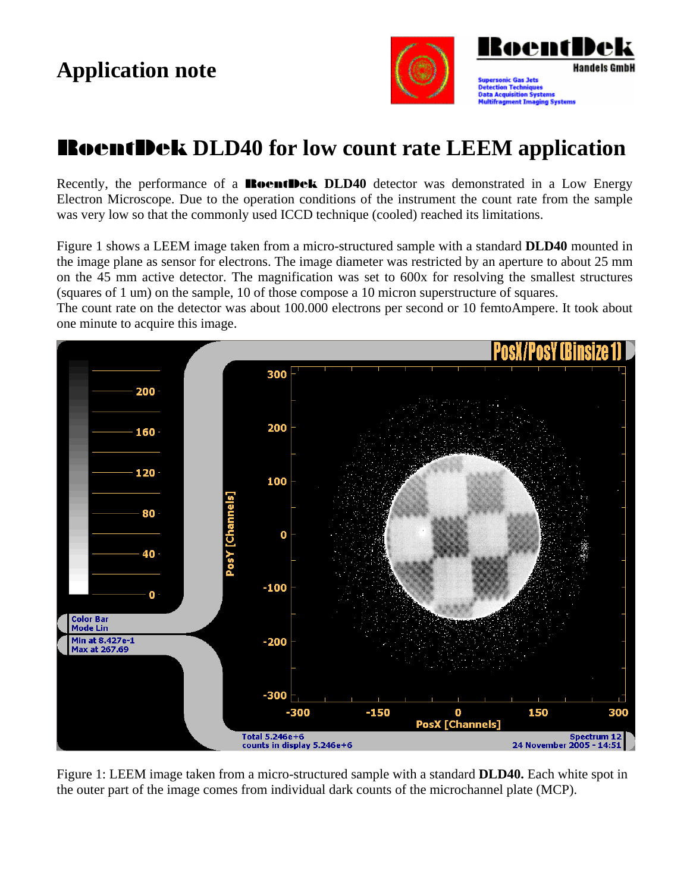# Application note

# RoentDek DLD40 for low count rate LEEM application

Recently, the performance of a **RoentDek DLD40** detector was demonstrated in a Low Energy Electron Microscope. Due to the operation conditions of the instrument the count rate from the sample was very low so that the commonly used ICCD technique (cooled) reached its limitations.

Figure 1 shows a LEEM image taken from a micro-structured sample with a standard **DLD40** mounted in the image plane as sensor for electrons. The image diameter was restricted by an aperture to about 25 mm on the 45 mm active detector. The magnification was set to 600x for resolving the smallest structures (squares of 1 um) on the sample, 10 of those compose a 10 micron superstructure of squares.
The count rate on the detector was about 100.000 electrons per second or 10 femtoAmpere. It took about one minute to acquire this image.

Figure 1: LEEM image taken from a micro-structured sample with a standard **DLD40.** Each white spot in the outer part of the image comes from individual dark counts of the microchannel plate (MCP).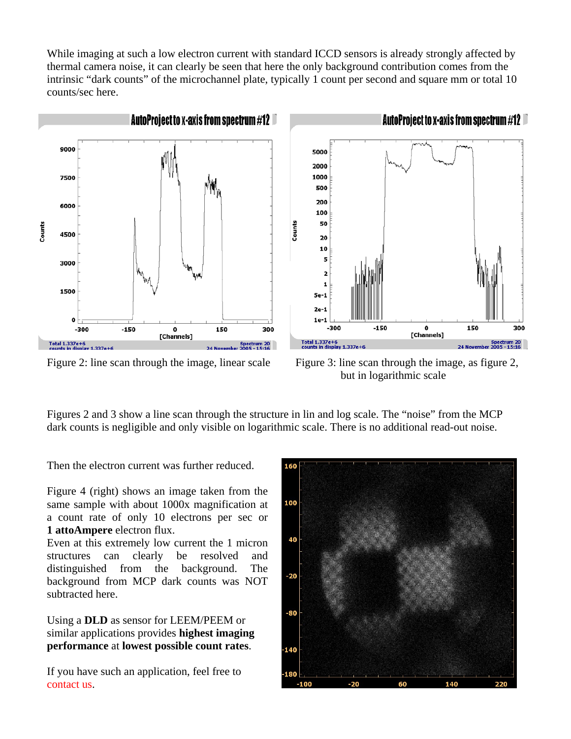While imaging at such a low electron current with standard ICCD sensors is already strongly affected by thermal camera noise, it can clearly be seen that here the only background contribution comes from the intrinsic "dark counts" of the microchannel plate, typically 1 count per second and square mm or total 10 counts/sec here.

AutoProject to x-axis from spectrum #12

Counts

9000
7500
6000
4500
3000
1500
0

-300 -150 0 150 300
[Channels]

Total 1.337e+6
counts in display 1.337e+6
Spectrum 20
24 November 2005 - 15:16

Figure 2: line scan through the image, linear scale

AutoProject to x-axis from spectrum #12

Counts

5000
2000
1000
500
200
100
50
20
10
5
2
1
5e-1
2e-1
1e-1

-300 -150 0 150 300
[Channels]

Total 1.337e+6
counts in display 1.337e+6
Spectrum 20
24 November 2005 - 15:16

Figure 3: line scan through the image, as figure 2, but in logarithmic scale

Figures 2 and 3 show a line scan through the structure in lin and log scale. The "noise" from the MCP dark counts is negligible and only visible on logarithmic scale. There is no additional read-out noise.

Then the electron current was further reduced.

Figure 4 (right) shows an image taken from the same sample with about 1000x magnification at a count rate of only 10 electrons per sec or **1 attoAmpere** electron flux.

Even at this extremely low current the 1 micron structures can clearly be resolved and distinguished from the background. The background from MCP dark counts was NOT subtracted here.

160
100
40
-20
-80
-140
-180

-100 -20 60 140 220

Using a **DLD** as sensor for LEEM/PEEM or similar applications provides **highest imaging performance** at **lowest possible count rates**.

If you have such an application, feel free to contact us.